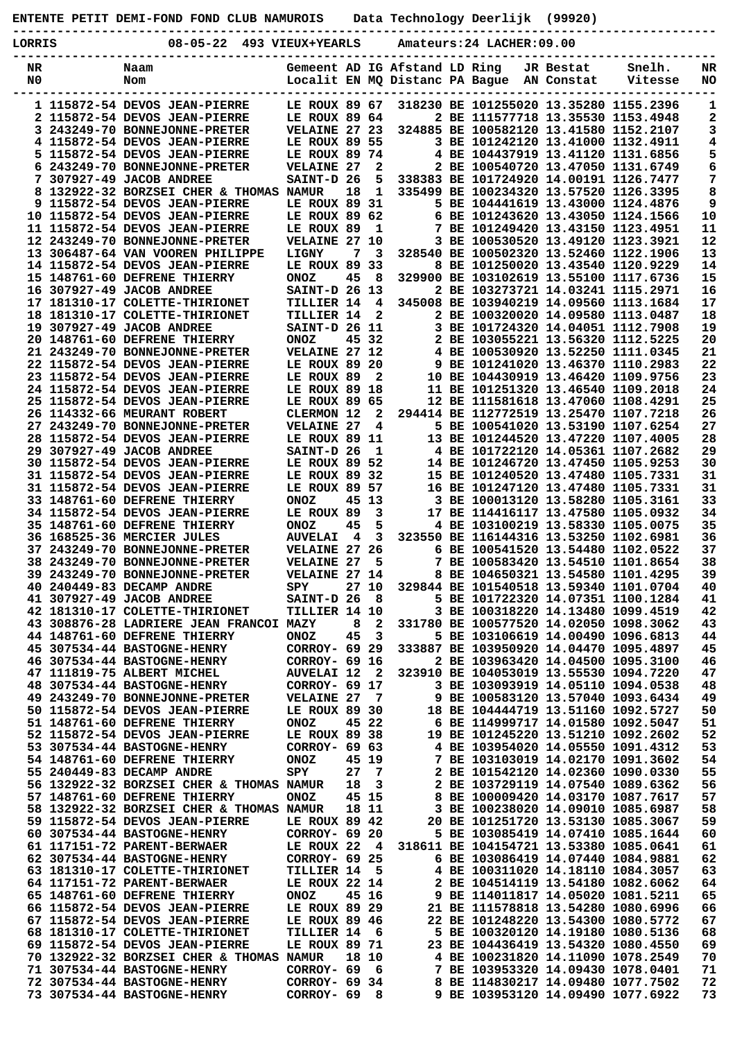ENTENTE PETIT DEMI-FOND FOND CLUB NAMUROIS     Data Technology Deerlijk  (99920)

LORRIS     08-05-22  493 VIEUX+YEARLS     Amateurs:24 LACHER:09.00

| NR<br>N0 | Naam<br>Nom | Gemeent<br>Localit | AD<br>EN | IG<br>MQ | Afstand<br>Distanc | LD<br>PA | Ring<br>Bague | JR<br>AN | Bestat<br>Constat | Snelh.<br>Vitesse | NR<br>NO |
|---|---|---|---|---|---|---|---|---|---|---|---|
| 1 | 115872-54 DEVOS JEAN-PIERRE | LE ROUX | 89 | 67 | 318230 | BE | 1012550 | 20 | 13.35280 | 1155.2396 | 1 |
| 2 | 115872-54 DEVOS JEAN-PIERRE | LE ROUX | 89 | 64 | 2 | BE | 1115777 | 18 | 13.35530 | 1153.4948 | 2 |
| 3 | 243249-70 BONNEJONNE-PRETER | VELAINE | 27 | 23 | 324885 | BE | 1005821 | 20 | 13.41580 | 1152.2107 | 3 |
| 4 | 115872-54 DEVOS JEAN-PIERRE | LE ROUX | 89 | 55 | 3 | BE | 1012421 | 20 | 13.41000 | 1132.4911 | 4 |
| 5 | 115872-54 DEVOS JEAN-PIERRE | LE ROUX | 89 | 74 | 4 | BE | 1044379 | 19 | 13.41120 | 1131.6856 | 5 |
| 6 | 243249-70 BONNEJONNE-PRETER | VELAINE | 27 | 2 | 2 | BE | 1005407 | 20 | 13.47050 | 1131.6749 | 6 |
| 7 | 307927-49 JACOB ANDREE | SAINT-D | 26 | 5 | 338383 | BE | 1017249 | 20 | 14.00191 | 1126.7477 | 7 |
| 8 | 132922-32 BORZSEI CHER & THOMAS | NAMUR | 18 | 1 | 335499 | BE | 1002343 | 20 | 13.57520 | 1126.3395 | 8 |
| 9 | 115872-54 DEVOS JEAN-PIERRE | LE ROUX | 89 | 31 | 5 | BE | 1044416 | 19 | 13.43000 | 1124.4876 | 9 |
| 10 | 115872-54 DEVOS JEAN-PIERRE | LE ROUX | 89 | 62 | 6 | BE | 1012436 | 20 | 13.43050 | 1124.1566 | 10 |
| 11 | 115872-54 DEVOS JEAN-PIERRE | LE ROUX | 89 | 1 | 7 | BE | 1012494 | 20 | 13.43150 | 1123.4951 | 11 |
| 12 | 243249-70 BONNEJONNE-PRETER | VELAINE | 27 | 10 | 3 | BE | 1005305 | 20 | 13.49120 | 1123.3921 | 12 |
| 13 | 306487-64 VAN VOOREN PHILIPPE | LIGNY | 7 | 3 | 328540 | BE | 1005023 | 20 | 13.52460 | 1122.1906 | 13 |
| 14 | 115872-54 DEVOS JEAN-PIERRE | LE ROUX | 89 | 33 | 8 | BE | 1012500 | 20 | 13.43540 | 1120.9229 | 14 |
| 15 | 148761-60 DEFRENE THIERRY | ONOZ | 45 | 8 | 329900 | BE | 1031026 | 19 | 13.55100 | 1117.6736 | 15 |
| 16 | 307927-49 JACOB ANDREE | SAINT-D | 26 | 13 | 2 | BE | 1032737 | 21 | 14.03241 | 1115.2971 | 16 |
| 17 | 181310-17 COLETTE-THIRIONET | TILLIER | 14 | 4 | 345008 | BE | 1039402 | 19 | 14.09560 | 1113.1684 | 17 |
| 18 | 181310-17 COLETTE-THIRIONET | TILLIER | 14 | 2 | 2 | BE | 1003202 | 20 | 14.09580 | 1113.0487 | 18 |
| 19 | 307927-49 JACOB ANDREE | SAINT-D | 26 | 11 | 3 | BE | 1017243 | 20 | 14.04051 | 1112.7908 | 19 |
| 20 | 148761-60 DEFRENE THIERRY | ONOZ | 45 | 32 | 2 | BE | 1030552 | 21 | 13.56320 | 1112.5225 | 20 |
| 21 | 243249-70 BONNEJONNE-PRETER | VELAINE | 27 | 12 | 4 | BE | 1005309 | 20 | 13.52260 | 1111.0345 | 21 |
| 22 | 115872-54 DEVOS JEAN-PIERRE | LE ROUX | 89 | 20 | 9 | BE | 1012410 | 20 | 13.46370 | 1110.2983 | 22 |
| 23 | 115872-54 DEVOS JEAN-PIERRE | LE ROUX | 89 | 2 | 10 | BE | 1044309 | 19 | 13.46420 | 1109.9756 | 23 |
| 24 | 115872-54 DEVOS JEAN-PIERRE | LE ROUX | 89 | 18 | 11 | BE | 1012513 | 20 | 13.46540 | 1109.2018 | 24 |
| 25 | 115872-54 DEVOS JEAN-PIERRE | LE ROUX | 89 | 65 | 12 | BE | 1115816 | 18 | 13.47060 | 1108.4291 | 25 |
| 26 | 114332-66 MEURANT ROBERT | CLERMON | 12 | 2 | 294414 | BE | 1127725 | 19 | 13.25470 | 1107.7218 | 26 |
| 27 | 243249-70 BONNEJONNE-PRETER | VELAINE | 27 | 4 | 5 | BE | 1005410 | 20 | 13.53190 | 1107.6254 | 27 |
| 28 | 115872-54 DEVOS JEAN-PIERRE | LE ROUX | 89 | 11 | 13 | BE | 1012445 | 20 | 13.47220 | 1107.4005 | 28 |
| 29 | 307927-49 JACOB ANDREE | SAINT-D | 26 | 1 | 4 | BE | 1017221 | 20 | 14.05361 | 1107.2682 | 29 |
| 30 | 115872-54 DEVOS JEAN-PIERRE | LE ROUX | 89 | 52 | 14 | BE | 1012467 | 20 | 13.47450 | 1105.9253 | 30 |
| 31 | 115872-54 DEVOS JEAN-PIERRE | LE ROUX | 89 | 32 | 15 | BE | 1012405 | 20 | 13.47480 | 1105.7331 | 31 |
| 31 | 115872-54 DEVOS JEAN-PIERRE | LE ROUX | 89 | 57 | 16 | BE | 1012471 | 20 | 13.47480 | 1105.7331 | 31 |
| 33 | 148761-60 DEFRENE THIERRY | ONOZ | 45 | 13 | 3 | BE | 1000132 | 20 | 13.58280 | 1105.3161 | 33 |
| 34 | 115872-54 DEVOS JEAN-PIERRE | LE ROUX | 89 | 3 | 17 | BE | 1144161 | 17 | 13.47580 | 1105.0932 | 34 |
| 35 | 148761-60 DEFRENE THIERRY | ONOZ | 45 | 5 | 4 | BE | 1031002 | 19 | 13.58330 | 1105.0075 | 35 |
| 36 | 168525-36 MERCIER JULES | AUVELAI | 4 | 3 | 323550 | BE | 1161443 | 16 | 13.53250 | 1102.6981 | 36 |
| 37 | 243249-70 BONNEJONNE-PRETER | VELAINE | 27 | 26 | 6 | BE | 1005415 | 20 | 13.54480 | 1102.0522 | 37 |
| 38 | 243249-70 BONNEJONNE-PRETER | VELAINE | 27 | 5 | 7 | BE | 1005834 | 20 | 13.54510 | 1101.8654 | 38 |
| 39 | 243249-70 BONNEJONNE-PRETER | VELAINE | 27 | 14 | 8 | BE | 1046503 | 21 | 13.54580 | 1101.4295 | 39 |
| 40 | 240449-83 DECAMP ANDRE | SPY | 27 | 10 | 329844 | BE | 1015405 | 18 | 13.59340 | 1101.0704 | 40 |
| 41 | 307927-49 JACOB ANDREE | SAINT-D | 26 | 8 | 5 | BE | 1017223 | 20 | 14.07351 | 1100.1284 | 41 |
| 42 | 181310-17 COLETTE-THIRIONET | TILLIER | 14 | 10 | 3 | BE | 1003182 | 20 | 14.13480 | 1099.4519 | 42 |
| 43 | 308876-28 LADRIERE JEAN FRANCOI | MAZY | 8 | 2 | 331780 | BE | 1005775 | 20 | 14.02050 | 1098.3062 | 43 |
| 44 | 148761-60 DEFRENE THIERRY | ONOZ | 45 | 3 | 5 | BE | 1031066 | 19 | 14.00490 | 1096.6813 | 44 |
| 45 | 307534-44 BASTOGNE-HENRY | CORROY- | 69 | 29 | 333887 | BE | 1039505 | 20 | 14.04470 | 1095.4897 | 45 |
| 46 | 307534-44 BASTOGNE-HENRY | CORROY- | 69 | 16 | 2 | BE | 1039634 | 20 | 14.04500 | 1095.3100 | 46 |
| 47 | 111819-75 ALBERT MICHEL | AUVELAI | 12 | 2 | 323910 | BE | 1040530 | 19 | 13.55530 | 1094.7220 | 47 |
| 48 | 307534-44 BASTOGNE-HENRY | CORROY- | 69 | 17 | 3 | BE | 1030939 | 19 | 14.05110 | 1094.0538 | 48 |
| 49 | 243249-70 BONNEJONNE-PRETER | VELAINE | 27 | 7 | 9 | BE | 1005831 | 20 | 13.57040 | 1093.6434 | 49 |
| 50 | 115872-54 DEVOS JEAN-PIERRE | LE ROUX | 89 | 30 | 18 | BE | 1044447 | 19 | 13.51160 | 1092.5727 | 50 |
| 51 | 148761-60 DEFRENE THIERRY | ONOZ | 45 | 22 | 6 | BE | 1149997 | 17 | 14.01580 | 1092.5047 | 51 |
| 52 | 115872-54 DEVOS JEAN-PIERRE | LE ROUX | 89 | 38 | 19 | BE | 1012452 | 20 | 13.51210 | 1092.2602 | 52 |
| 53 | 307534-44 BASTOGNE-HENRY | CORROY- | 69 | 63 | 4 | BE | 1039540 | 20 | 14.05550 | 1091.4312 | 53 |
| 54 | 148761-60 DEFRENE THIERRY | ONOZ | 45 | 19 | 7 | BE | 1031030 | 19 | 14.02170 | 1091.3602 | 54 |
| 55 | 240449-83 DECAMP ANDRE | SPY | 27 | 7 | 2 | BE | 1015420 | 18 | 14.02360 | 1090.0330 | 55 |
| 56 | 132922-32 BORZSEI CHER & THOMAS | NAMUR | 18 | 3 | 2 | BE | 1037291 | 19 | 14.07540 | 1089.6362 | 56 |
| 57 | 148761-60 DEFRENE THIERRY | ONOZ | 45 | 15 | 8 | BE | 1000094 | 20 | 14.03170 | 1087.7617 | 57 |
| 58 | 132922-32 BORZSEI CHER & THOMAS | NAMUR | 18 | 11 | 3 | BE | 1002380 | 20 | 14.09010 | 1085.6987 | 58 |
| 59 | 115872-54 DEVOS JEAN-PIERRE | LE ROUX | 89 | 42 | 20 | BE | 1012517 | 20 | 13.53130 | 1085.3067 | 59 |
| 60 | 307534-44 BASTOGNE-HENRY | CORROY- | 69 | 20 | 5 | BE | 1030854 | 19 | 14.07410 | 1085.1644 | 60 |
| 61 | 117151-72 PARENT-BERWAER | LE ROUX | 22 | 4 | 318611 | BE | 1041547 | 21 | 13.53380 | 1085.0641 | 61 |
| 62 | 307534-44 BASTOGNE-HENRY | CORROY- | 69 | 25 | 6 | BE | 1030864 | 19 | 14.07440 | 1084.9881 | 62 |
| 63 | 181310-17 COLETTE-THIRIONET | TILLIER | 14 | 5 | 4 | BE | 1003110 | 20 | 14.18110 | 1084.3057 | 63 |
| 64 | 117151-72 PARENT-BERWAER | LE ROUX | 22 | 14 | 2 | BE | 1045141 | 19 | 13.54180 | 1082.6062 | 64 |
| 65 | 148761-60 DEFRENE THIERRY | ONOZ | 45 | 16 | 9 | BE | 1140118 | 17 | 14.05020 | 1081.5211 | 65 |
| 66 | 115872-54 DEVOS JEAN-PIERRE | LE ROUX | 89 | 29 | 21 | BE | 1115788 | 18 | 13.54280 | 1080.6996 | 66 |
| 67 | 115872-54 DEVOS JEAN-PIERRE | LE ROUX | 89 | 46 | 22 | BE | 1012482 | 20 | 13.54300 | 1080.5772 | 67 |
| 68 | 181310-17 COLETTE-THIRIONET | TILLIER | 14 | 6 | 5 | BE | 1003201 | 20 | 14.19180 | 1080.5136 | 68 |
| 69 | 115872-54 DEVOS JEAN-PIERRE | LE ROUX | 89 | 71 | 23 | BE | 1044364 | 19 | 13.54320 | 1080.4550 | 69 |
| 70 | 132922-32 BORZSEI CHER & THOMAS | NAMUR | 18 | 10 | 4 | BE | 1002318 | 20 | 14.11090 | 1078.2549 | 70 |
| 71 | 307534-44 BASTOGNE-HENRY | CORROY- | 69 | 6 | 7 | BE | 1039533 | 20 | 14.09430 | 1078.0401 | 71 |
| 72 | 307534-44 BASTOGNE-HENRY | CORROY- | 69 | 34 | 8 | BE | 1148302 | 17 | 14.09480 | 1077.7502 | 72 |
| 73 | 307534-44 BASTOGNE-HENRY | CORROY- | 69 | 8 | 9 | BE | 1039531 | 20 | 14.09490 | 1077.6922 | 73 |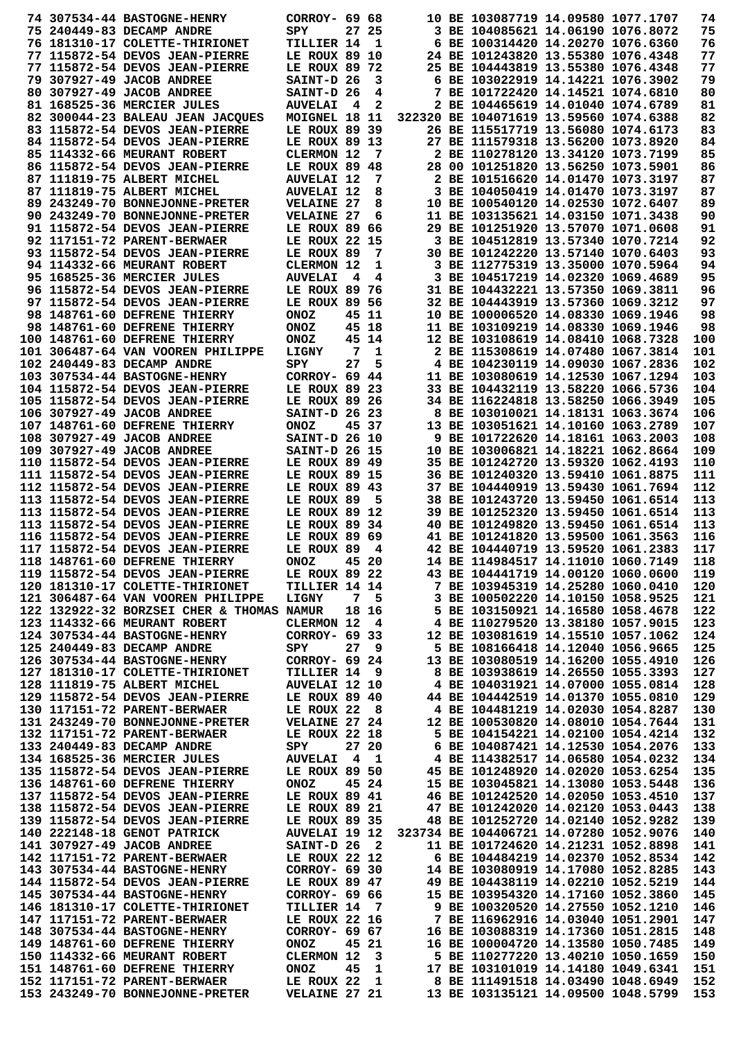```
 74 307534-44 BASTOGNE-HENRY        CORROY- 69 68      10 BE 103087719 14.09580 1077.1707   74
 75 240449-83 DECAMP ANDRE          SPY     27 25       3 BE 104085621 14.06190 1076.8072   75
 76 181310-17 COLETTE-THIRIONET     TILLIER 14  1       6 BE 100314420 14.20270 1076.6360   76
 77 115872-54 DEVOS JEAN-PIERRE     LE ROUX 89 10      24 BE 101243820 13.55380 1076.4348   77
 77 115872-54 DEVOS JEAN-PIERRE     LE ROUX 89 72      25 BE 104443819 13.55380 1076.4348   77
 79 307927-49 JACOB ANDREE          SAINT-D 26  3       6 BE 103022919 14.14221 1076.3902   79
 80 307927-49 JACOB ANDREE          SAINT-D 26  4       7 BE 101722420 14.14521 1074.6810   80
 81 168525-36 MERCIER JULES         AUVELAI  4  2       2 BE 104465619 14.01040 1074.6789   81
 82 300044-23 BALEAU JEAN JACQUES   MOIGNEL 18 11  322320 BE 104071619 13.59560 1074.6388   82
 83 115872-54 DEVOS JEAN-PIERRE     LE ROUX 89 39      26 BE 115517719 13.56080 1074.6173   83
 84 115872-54 DEVOS JEAN-PIERRE     LE ROUX 89 13      27 BE 111579318 13.56200 1073.8920   84
 85 114332-66 MEURANT ROBERT        CLERMON 12  7       2 BE 110278120 13.34120 1073.7199   85
 86 115872-54 DEVOS JEAN-PIERRE     LE ROUX 89 48      28 00 101251820 13.56250 1073.5901   86
 87 111819-75 ALBERT MICHEL         AUVELAI 12  7       2 BE 101516620 14.01470 1073.3197   87
 87 111819-75 ALBERT MICHEL         AUVELAI 12  8       3 BE 104050419 14.01470 1073.3197   87
 89 243249-70 BONNEJONNE-PRETER     VELAINE 27  8      10 BE 100540120 14.02530 1072.6407   89
 90 243249-70 BONNEJONNE-PRETER     VELAINE 27  6      11 BE 103135621 14.03150 1071.3438   90
 91 115872-54 DEVOS JEAN-PIERRE     LE ROUX 89 66      29 BE 101251920 13.57070 1071.0608   91
 92 117151-72 PARENT-BERWAER        LE ROUX 22 15       3 BE 104512819 13.57340 1070.7214   92
 93 115872-54 DEVOS JEAN-PIERRE     LE ROUX 89  7      30 BE 101242220 13.57140 1070.6403   93
 94 114332-66 MEURANT ROBERT        CLERMON 12  1       3 BE 112775319 13.35000 1070.5964   94
 95 168525-36 MERCIER JULES         AUVELAI  4  4       3 BE 104517219 14.02320 1069.4689   95
 96 115872-54 DEVOS JEAN-PIERRE     LE ROUX 89 76      31 BE 104432221 13.57350 1069.3811   96
 97 115872-54 DEVOS JEAN-PIERRE     LE ROUX 89 56      32 BE 104443919 13.57360 1069.3212   97
 98 148761-60 DEFRENE THIERRY       ONOZ    45 11      10 BE 100006520 14.08330 1069.1946   98
 98 148761-60 DEFRENE THIERRY       ONOZ    45 18      11 BE 103109219 14.08330 1069.1946   98
100 148761-60 DEFRENE THIERRY       ONOZ    45 14      12 BE 103108619 14.08410 1068.7328  100
101 306487-64 VAN VOOREN PHILIPPE   LIGNY    7  1       2 BE 115308619 14.07480 1067.3814  101
102 240449-83 DECAMP ANDRE          SPY     27  5       4 BE 104230119 14.09030 1067.2836  102
103 307534-44 BASTOGNE-HENRY        CORROY- 69 44      11 BE 103080619 14.12530 1067.1294  103
104 115872-54 DEVOS JEAN-PIERRE     LE ROUX 89 23      33 BE 104432119 13.58220 1066.5736  104
105 115872-54 DEVOS JEAN-PIERRE     LE ROUX 89 26      34 BE 116224818 13.58250 1066.3949  105
106 307927-49 JACOB ANDREE          SAINT-D 26 23       8 BE 103010021 14.18131 1063.3674  106
107 148761-60 DEFRENE THIERRY       ONOZ    45 37      13 BE 103051621 14.10160 1063.2789  107
108 307927-49 JACOB ANDREE          SAINT-D 26 10       9 BE 101722620 14.18161 1063.2003  108
109 307927-49 JACOB ANDREE          SAINT-D 26 15      10 BE 103006821 14.18221 1062.8664  109
110 115872-54 DEVOS JEAN-PIERRE     LE ROUX 89 49      35 BE 101242720 13.59320 1062.4193  110
111 115872-54 DEVOS JEAN-PIERRE     LE ROUX 89 15      36 BE 101240320 13.59410 1061.8875  111
112 115872-54 DEVOS JEAN-PIERRE     LE ROUX 89 43      37 BE 104440919 13.59430 1061.7694  112
113 115872-54 DEVOS JEAN-PIERRE     LE ROUX 89  5      38 BE 101243720 13.59450 1061.6514  113
113 115872-54 DEVOS JEAN-PIERRE     LE ROUX 89 12      39 BE 101252320 13.59450 1061.6514  113
113 115872-54 DEVOS JEAN-PIERRE     LE ROUX 89 34      40 BE 101249820 13.59450 1061.6514  113
116 115872-54 DEVOS JEAN-PIERRE     LE ROUX 89 69      41 BE 101241820 13.59520 1061.3563  116
117 115872-54 DEVOS JEAN-PIERRE     LE ROUX 89  4      42 BE 104440719 13.59520 1061.2383  117
118 148761-60 DEFRENE THIERRY       ONOZ    45 20      14 BE 114984517 14.11010 1060.7149  118
119 115872-54 DEVOS JEAN-PIERRE     LE ROUX 89 22      43 BE 104441719 14.00120 1060.0600  119
120 181310-17 COLETTE-THIRIONET     TILLIER 14 14       7 BE 103945319 14.25280 1060.0410  120
121 306487-64 VAN VOOREN PHILIPPE   LIGNY    7  5       3 BE 100502220 14.10150 1058.9525  121
122 132922-32 BORZSEI CHER & THOMAS NAMUR   18 16       5 BE 103150921 14.16580 1058.4678  122
123 114332-66 MEURANT ROBERT        CLERMON 12  4       4 BE 110279520 13.38180 1057.9015  123
124 307534-44 BASTOGNE-HENRY        CORROY- 69 33      12 BE 103081619 14.15510 1057.1062  124
125 240449-83 DECAMP ANDRE          SPY     27  9       5 BE 108166418 14.12040 1056.9665  125
126 307534-44 BASTOGNE-HENRY        CORROY- 69 24      13 BE 103080519 14.16200 1055.4910  126
127 181310-17 COLETTE-THIRIONET     TILLIER 14  9       8 BE 103938619 14.26550 1055.3393  127
128 111819-75 ALBERT MICHEL         AUVELAI 12 10       4 BE 104031921 14.07000 1055.0814  128
129 115872-54 DEVOS JEAN-PIERRE     LE ROUX 89 40      44 BE 104442519 14.01370 1055.0810  129
130 117151-72 PARENT-BERWAER        LE ROUX 22  8       4 BE 104481219 14.02030 1054.8287  130
131 243249-70 BONNEJONNE-PRETER     VELAINE 27 24      12 BE 100530820 14.08010 1054.7644  131
132 117151-72 PARENT-BERWAER        LE ROUX 22 18       5 BE 104154221 14.02100 1054.4214  132
133 240449-83 DECAMP ANDRE          SPY     27 20       6 BE 104087421 14.12530 1054.2076  133
134 168525-36 MERCIER JULES         AUVELAI  4  1       4 BE 114382517 14.06580 1054.0232  134
135 115872-54 DEVOS JEAN-PIERRE     LE ROUX 89 50      45 BE 101248920 14.02020 1053.6254  135
136 148761-60 DEFRENE THIERRY       ONOZ    45 24      15 BE 103045821 14.13080 1053.5448  136
137 115872-54 DEVOS JEAN-PIERRE     LE ROUX 89 41      46 BE 101242520 14.02050 1053.4510  137
138 115872-54 DEVOS JEAN-PIERRE     LE ROUX 89 21      47 BE 101242020 14.02120 1053.0443  138
139 115872-54 DEVOS JEAN-PIERRE     LE ROUX 89 35      48 BE 101252720 14.02140 1052.9282  139
140 222148-18 GENOT PATRICK         AUVELAI 19 12  323734 BE 104406721 14.07280 1052.9076  140
141 307927-49 JACOB ANDREE          SAINT-D 26  2      11 BE 101724620 14.21231 1052.8898  141
142 117151-72 PARENT-BERWAER        LE ROUX 22 12       6 BE 104484219 14.02370 1052.8534  142
143 307534-44 BASTOGNE-HENRY        CORROY- 69 30      14 BE 103080919 14.17080 1052.8285  143
144 115872-54 DEVOS JEAN-PIERRE     LE ROUX 89 47      49 BE 104438119 14.02210 1052.5219  144
145 307534-44 BASTOGNE-HENRY        CORROY- 69 66      15 BE 103954320 14.17160 1052.3860  145
146 181310-17 COLETTE-THIRIONET     TILLIER 14  7       9 BE 100320520 14.27550 1052.1210  146
147 117151-72 PARENT-BERWAER        LE ROUX 22 16       7 BE 116962916 14.03040 1051.2901  147
148 307534-44 BASTOGNE-HENRY        CORROY- 69 67      16 BE 103088319 14.17360 1051.2815  148
149 148761-60 DEFRENE THIERRY       ONOZ    45 21      16 BE 100004720 14.13580 1050.7485  149
150 114332-66 MEURANT ROBERT        CLERMON 12  3       5 BE 110277220 13.40210 1050.1659  150
151 148761-60 DEFRENE THIERRY       ONOZ    45  1      17 BE 103101019 14.14180 1049.6341  151
152 117151-72 PARENT-BERWAER        LE ROUX 22  1       8 BE 111491518 14.03490 1048.6949  152
153 243249-70 BONNEJONNE-PRETER     VELAINE 27 21      13 BE 103135121 14.09500 1048.5799  153
```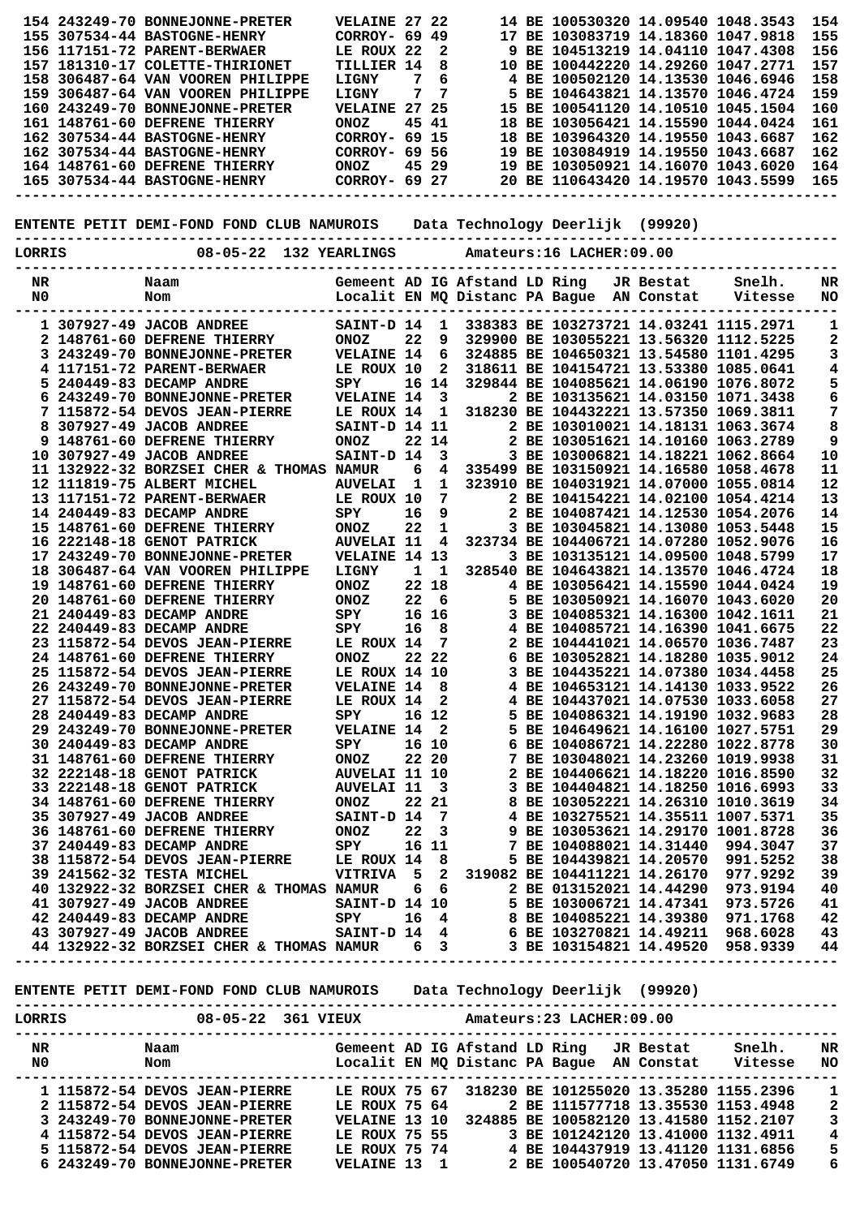| NR | Naam / Nom | Gemeent / Localit | AD / EN | IG / MQ | Afstand / Distanc | LD / PA | Ring / Bague | JR / AN | Bestat / Constat | Snelh. / Vitesse | NR / NO |
|---|---|---|---|---|---|---|---|---|---|---|---|
| 154 | 243249-70 BONNEJONNE-PRETER | VELAINE | 27 | 22 | 14 | BE | 1005303 | 20 | 14.09540 | 1048.3543 | 154 |
| 155 | 307534-44 BASTOGNE-HENRY | CORROY- | 69 | 49 | 17 | BE | 1030837 | 19 | 14.18360 | 1047.9818 | 155 |
| 156 | 117151-72 PARENT-BERWAER | LE ROUX | 22 | 2 | 9 | BE | 1045132 | 19 | 14.04110 | 1047.4308 | 156 |
| 157 | 181310-17 COLETTE-THIRIONET | TILLIER | 14 | 8 | 10 | BE | 1004422 | 20 | 14.29260 | 1047.2771 | 157 |
| 158 | 306487-64 VAN VOOREN PHILIPPE | LIGNY | 7 | 6 | 4 | BE | 1005021 | 20 | 14.13530 | 1046.6946 | 158 |
| 159 | 306487-64 VAN VOOREN PHILIPPE | LIGNY | 7 | 7 | 5 | BE | 1046438 | 21 | 14.13570 | 1046.4724 | 159 |
| 160 | 243249-70 BONNEJONNE-PRETER | VELAINE | 27 | 25 | 15 | BE | 1005411 | 20 | 14.10510 | 1045.1504 | 160 |
| 161 | 148761-60 DEFRENE THIERRY | ONOZ | 45 | 41 | 18 | BE | 1030564 | 21 | 14.15590 | 1044.0424 | 161 |
| 162 | 307534-44 BASTOGNE-HENRY | CORROY- | 69 | 15 | 18 | BE | 1039643 | 20 | 14.19550 | 1043.6687 | 162 |
| 162 | 307534-44 BASTOGNE-HENRY | CORROY- | 69 | 56 | 19 | BE | 1030849 | 19 | 14.19550 | 1043.6687 | 162 |
| 164 | 148761-60 DEFRENE THIERRY | ONOZ | 45 | 29 | 19 | BE | 1030509 | 21 | 14.16070 | 1043.6020 | 164 |
| 165 | 307534-44 BASTOGNE-HENRY | CORROY- | 69 | 27 | 20 | BE | 1106434 | 20 | 14.19570 | 1043.5599 | 165 |

**ENTENTE PETIT DEMI-FOND FOND CLUB NAMUROIS**    Data Technology Deerlijk (99920)

**LORRIS**    08-05-22  132 YEARLINGS    Amateurs:16 LACHER:09.00

| NR / NO | Naam / Nom | Gemeent / Localit | AD / EN | IG / MQ | Afstand / Distanc | LD / PA | Ring / Bague | JR / AN | Bestat / Constat | Snelh. / Vitesse | NR / NO |
|---|---|---|---|---|---|---|---|---|---|---|---|
| 1 | 307927-49 JACOB ANDREE | SAINT-D | 14 | 1 | 338383 | BE | 1032737 | 21 | 14.03241 | 1115.2971 | 1 |
| 2 | 148761-60 DEFRENE THIERRY | ONOZ | 22 | 9 | 329900 | BE | 1030553 | 21 | 13.56320 | 1112.5225 | 2 |
| 3 | 243249-70 BONNEJONNE-PRETER | VELAINE | 14 | 6 | 324885 | BE | 1046503 | 21 | 13.54580 | 1101.4295 | 3 |
| 4 | 117151-72 PARENT-BERWAER | LE ROUX | 10 | 2 | 318611 | BE | 1041547 | 21 | 13.53380 | 1085.0641 | 4 |
| 5 | 240449-83 DECAMP ANDRE | SPY | 16 | 14 | 329844 | BE | 1040856 | 21 | 14.06190 | 1076.8072 | 5 |
| 6 | 243249-70 BONNEJONNE-PRETER | VELAINE | 14 | 3 | 2 | BE | 1031356 | 21 | 14.03150 | 1071.3438 | 6 |
| 7 | 115872-54 DEVOS JEAN-PIERRE | LE ROUX | 14 | 1 | 318230 | BE | 1044322 | 21 | 13.57350 | 1069.3811 | 7 |
| 8 | 307927-49 JACOB ANDREE | SAINT-D | 14 | 11 | 2 | BE | 1030100 | 21 | 14.18131 | 1063.3674 | 8 |
| 9 | 148761-60 DEFRENE THIERRY | ONOZ | 22 | 14 | 2 | BE | 1030516 | 21 | 14.10160 | 1063.2789 | 9 |
| 10 | 307927-49 JACOB ANDREE | SAINT-D | 14 | 3 | 3 | BE | 1030068 | 21 | 14.18221 | 1062.8664 | 10 |
| 11 | 132922-32 BORZSEI CHER & THOMAS | NAMUR | 6 | 4 | 335499 | BE | 1031509 | 21 | 14.16580 | 1058.4678 | 11 |
| 12 | 111819-75 ALBERT MICHEL | AUVELAI | 1 | 1 | 323910 | BE | 1040319 | 21 | 14.07000 | 1055.0814 | 12 |
| 13 | 117151-72 PARENT-BERWAER | LE ROUX | 10 | 7 | 2 | BE | 1041542 | 21 | 14.02100 | 1054.4214 | 13 |
| 14 | 240449-83 DECAMP ANDRE | SPY | 16 | 9 | 2 | BE | 1040874 | 21 | 14.12530 | 1054.2076 | 14 |
| 15 | 148761-60 DEFRENE THIERRY | ONOZ | 22 | 1 | 3 | BE | 1030458 | 21 | 14.13080 | 1053.5448 | 15 |
| 16 | 222148-18 GENOT PATRICK | AUVELAI | 11 | 4 | 323734 | BE | 1044066 | 21 | 14.07280 | 1052.9076 | 16 |
| 17 | 243249-70 BONNEJONNE-PRETER | VELAINE | 14 | 13 | 3 | BE | 1031351 | 21 | 14.09500 | 1048.5799 | 17 |
| 18 | 306487-64 VAN VOOREN PHILIPPE | LIGNY | 1 | 1 | 328540 | BE | 1046438 | 21 | 14.13570 | 1046.4724 | 18 |
| 19 | 148761-60 DEFRENE THIERRY | ONOZ | 22 | 18 | 4 | BE | 1030564 | 21 | 14.15590 | 1044.0424 | 19 |
| 20 | 148761-60 DEFRENE THIERRY | ONOZ | 22 | 6 | 5 | BE | 1030509 | 21 | 14.16070 | 1043.6020 | 20 |
| 21 | 240449-83 DECAMP ANDRE | SPY | 16 | 16 | 3 | BE | 1040853 | 21 | 14.16300 | 1042.1611 | 21 |
| 22 | 240449-83 DECAMP ANDRE | SPY | 16 | 8 | 4 | BE | 1040857 | 21 | 14.16390 | 1041.6675 | 22 |
| 23 | 115872-54 DEVOS JEAN-PIERRE | LE ROUX | 14 | 7 | 2 | BE | 1044410 | 21 | 14.06570 | 1036.7487 | 23 |
| 24 | 148761-60 DEFRENE THIERRY | ONOZ | 22 | 22 | 6 | BE | 1030528 | 21 | 14.18280 | 1035.9012 | 24 |
| 25 | 115872-54 DEVOS JEAN-PIERRE | LE ROUX | 14 | 10 | 3 | BE | 1044352 | 21 | 14.07380 | 1034.4458 | 25 |
| 26 | 243249-70 BONNEJONNE-PRETER | VELAINE | 14 | 8 | 4 | BE | 1046531 | 21 | 14.14130 | 1033.9522 | 26 |
| 27 | 115872-54 DEVOS JEAN-PIERRE | LE ROUX | 14 | 2 | 4 | BE | 1044370 | 21 | 14.07530 | 1033.6058 | 27 |
| 28 | 240449-83 DECAMP ANDRE | SPY | 16 | 12 | 5 | BE | 1040863 | 21 | 14.19190 | 1032.9683 | 28 |
| 29 | 243249-70 BONNEJONNE-PRETER | VELAINE | 14 | 2 | 5 | BE | 1046496 | 21 | 14.16100 | 1027.5751 | 29 |
| 30 | 240449-83 DECAMP ANDRE | SPY | 16 | 10 | 6 | BE | 1040867 | 21 | 14.22280 | 1022.8778 | 30 |
| 31 | 148761-60 DEFRENE THIERRY | ONOZ | 22 | 20 | 7 | BE | 1030480 | 21 | 14.23260 | 1019.9938 | 31 |
| 32 | 222148-18 GENOT PATRICK | AUVELAI | 11 | 10 | 2 | BE | 1044066 | 21 | 14.18220 | 1016.8590 | 32 |
| 33 | 222148-18 GENOT PATRICK | AUVELAI | 11 | 3 | 3 | BE | 1044048 | 21 | 14.18250 | 1016.6993 | 33 |
| 34 | 148761-60 DEFRENE THIERRY | ONOZ | 22 | 21 | 8 | BE | 1030522 | 21 | 14.26310 | 1010.3619 | 34 |
| 35 | 307927-49 JACOB ANDREE | SAINT-D | 14 | 7 | 4 | BE | 1032755 | 21 | 14.35511 | 1007.5371 | 35 |
| 36 | 148761-60 DEFRENE THIERRY | ONOZ | 22 | 3 | 9 | BE | 1030536 | 21 | 14.29170 | 1001.8728 | 36 |
| 37 | 240449-83 DECAMP ANDRE | SPY | 16 | 11 | 7 | BE | 1040880 | 21 | 14.31440 | 994.3047 | 37 |
| 38 | 115872-54 DEVOS JEAN-PIERRE | LE ROUX | 14 | 8 | 5 | BE | 1044398 | 21 | 14.20570 | 991.5252 | 38 |
| 39 | 241562-32 TESTA MICHEL | VITRIVA | 5 | 2 | 319082 | BE | 1044112 | 21 | 14.26170 | 977.9292 | 39 |
| 40 | 132922-32 BORZSEI CHER & THOMAS | NAMUR | 6 | 6 | 2 | BE | 0132150 | 21 | 14.44290 | 973.9194 | 40 |
| 41 | 307927-49 JACOB ANDREE | SAINT-D | 14 | 10 | 5 | BE | 1030067 | 21 | 14.47341 | 973.5726 | 41 |
| 42 | 240449-83 DECAMP ANDRE | SPY | 16 | 4 | 8 | BE | 1040852 | 21 | 14.39380 | 971.1768 | 42 |
| 43 | 307927-49 JACOB ANDREE | SAINT-D | 14 | 4 | 6 | BE | 1032708 | 21 | 14.49211 | 968.6028 | 43 |
| 44 | 132922-32 BORZSEI CHER & THOMAS | NAMUR | 6 | 3 | 3 | BE | 1031548 | 21 | 14.49520 | 958.9339 | 44 |

**ENTENTE PETIT DEMI-FOND FOND CLUB NAMUROIS**    Data Technology Deerlijk (99920)

**LORRIS**    08-05-22  361 VIEUX    Amateurs:23 LACHER:09.00

| NR / NO | Naam / Nom | Gemeent / Localit | AD / EN | IG / MQ | Afstand / Distanc | LD / PA | Ring / Bague | JR / AN | Bestat / Constat | Snelh. / Vitesse | NR / NO |
|---|---|---|---|---|---|---|---|---|---|---|---|
| 1 | 115872-54 DEVOS JEAN-PIERRE | LE ROUX | 75 | 67 | 318230 | BE | 1012550 | 20 | 13.35280 | 1155.2396 | 1 |
| 2 | 115872-54 DEVOS JEAN-PIERRE | LE ROUX | 75 | 64 | 2 | BE | 1115777 | 18 | 13.35530 | 1153.4948 | 2 |
| 3 | 243249-70 BONNEJONNE-PRETER | VELAINE | 13 | 10 | 324885 | BE | 1005828 | 20 | 13.41580 | 1152.2107 | 3 |
| 4 | 115872-54 DEVOS JEAN-PIERRE | LE ROUX | 75 | 55 | 3 | BE | 1012421 | 20 | 13.41080 | 1132.4911 | 4 |
| 5 | 115872-54 DEVOS JEAN-PIERRE | LE ROUX | 75 | 74 | 4 | BE | 1044379 | 19 | 13.41120 | 1131.6856 | 5 |
| 6 | 243249-70 BONNEJONNE-PRETER | VELAINE | 13 | 1 | 2 | BE | 1005407 | 20 | 13.47050 | 1131.6749 | 6 |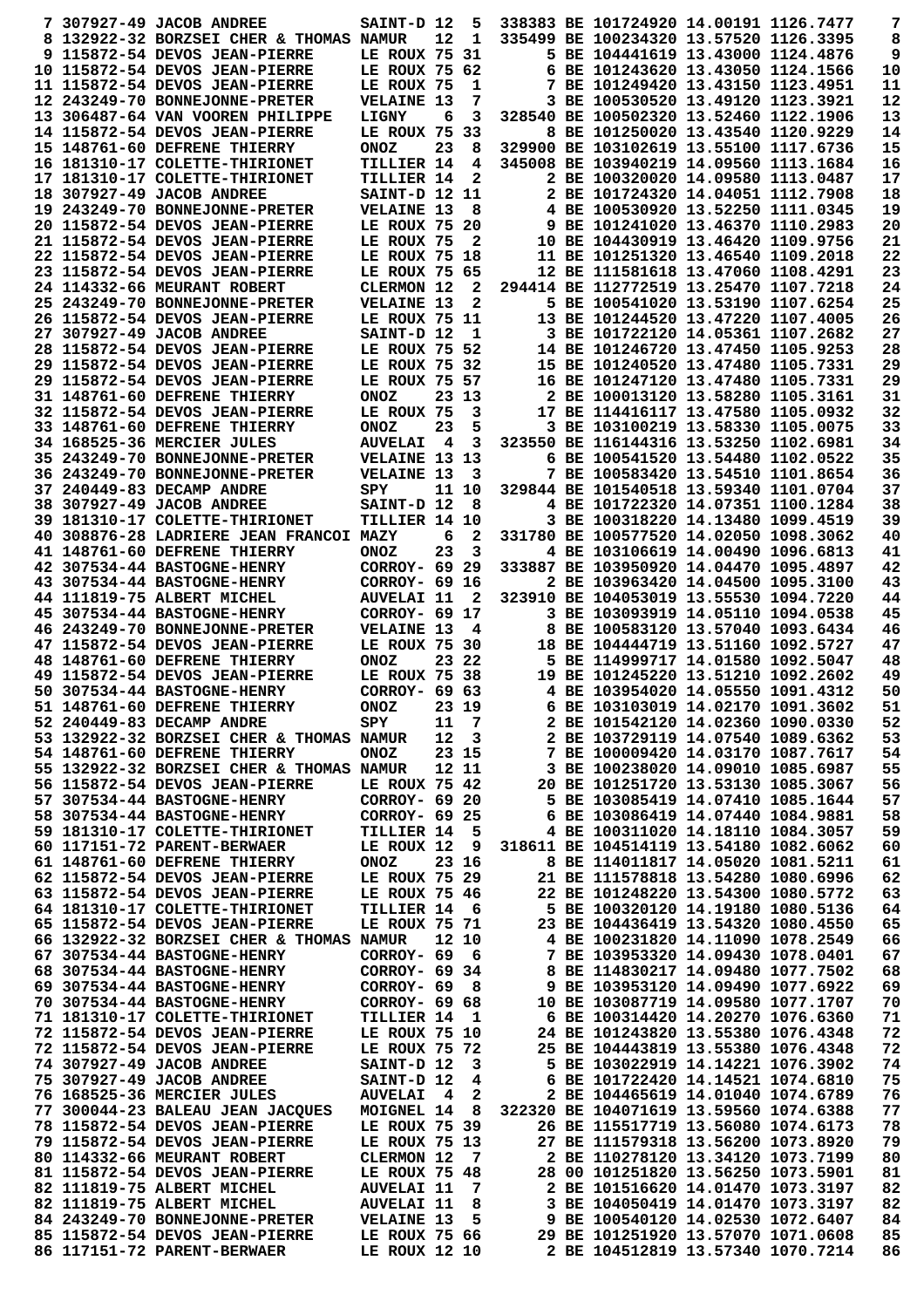```
 7 307927-49 JACOB ANDREE          SAINT-D 12   5  338383 BE 101724920 14.00191 1126.7477    7
 8 132922-32 BORZSEI CHER & THOMAS NAMUR    12   1  335499 BE 100234320 13.57520 1126.3395    8
 9 115872-54 DEVOS JEAN-PIERRE     LE ROUX 75 31       5 BE 104441619 13.43000 1124.4876    9
10 115872-54 DEVOS JEAN-PIERRE     LE ROUX 75 62       6 BE 101243620 13.43050 1124.1566   10
11 115872-54 DEVOS JEAN-PIERRE     LE ROUX 75   1       7 BE 101249420 13.43150 1123.4951   11
12 243249-70 BONNEJONNE-PRETER     VELAINE 13   7       3 BE 100530520 13.49120 1123.3921   12
13 306487-64 VAN VOOREN PHILIPPE   LIGNY     6   3  328540 BE 100502320 13.52460 1122.1906   13
14 115872-54 DEVOS JEAN-PIERRE     LE ROUX 75 33       8 BE 101250020 13.43540 1120.9229   14
15 148761-60 DEFRENE THIERRY       ONOZ     23   8  329900 BE 103102619 13.55100 1117.6736   15
16 181310-17 COLETTE-THIRIONET     TILLIER 14   4  345008 BE 103940219 14.09560 1113.1684   16
17 181310-17 COLETTE-THIRIONET     TILLIER 14   2       2 BE 100320020 14.09580 1113.0487   17
18 307927-49 JACOB ANDREE          SAINT-D 12 11       2 BE 101724320 14.04051 1112.7908   18
19 243249-70 BONNEJONNE-PRETER     VELAINE 13   8       4 BE 100530920 13.52250 1111.0345   19
20 115872-54 DEVOS JEAN-PIERRE     LE ROUX 75 20       9 BE 101241020 13.46370 1110.2983   20
21 115872-54 DEVOS JEAN-PIERRE     LE ROUX 75   2      10 BE 104430919 13.46420 1109.9756   21
22 115872-54 DEVOS JEAN-PIERRE     LE ROUX 75 18      11 BE 101251320 13.46540 1109.2018   22
23 115872-54 DEVOS JEAN-PIERRE     LE ROUX 75 65      12 BE 111581618 13.47060 1108.4291   23
24 114332-66 MEURANT ROBERT        CLERMON 12   2  294414 BE 112772519 13.25470 1107.7218   24
25 243249-70 BONNEJONNE-PRETER     VELAINE 13   2       5 BE 100541020 13.53190 1107.6254   25
26 115872-54 DEVOS JEAN-PIERRE     LE ROUX 75 11      13 BE 101244520 13.47220 1107.4005   26
27 307927-49 JACOB ANDREE          SAINT-D 12   1       3 BE 101722120 14.05361 1107.2682   27
28 115872-54 DEVOS JEAN-PIERRE     LE ROUX 75 52      14 BE 101246720 13.47450 1105.9253   28
29 115872-54 DEVOS JEAN-PIERRE     LE ROUX 75 32      15 BE 101240520 13.47480 1105.7331   29
29 115872-54 DEVOS JEAN-PIERRE     LE ROUX 75 57      16 BE 101247120 13.47480 1105.7331   29
31 148761-60 DEFRENE THIERRY       ONOZ     23 13       2 BE 100013120 13.58280 1105.3161   31
32 115872-54 DEVOS JEAN-PIERRE     LE ROUX 75   3      17 BE 114416117 13.47580 1105.0932   32
33 148761-60 DEFRENE THIERRY       ONOZ     23   5       3 BE 103100219 13.58330 1105.0075   33
34 168525-36 MERCIER JULES         AUVELAI   4   3  323550 BE 116144316 13.53250 1102.6981   34
35 243249-70 BONNEJONNE-PRETER     VELAINE 13 13       6 BE 100541520 13.54480 1102.0522   35
36 243249-70 BONNEJONNE-PRETER     VELAINE 13   3       7 BE 100583420 13.54510 1101.8654   36
37 240449-83 DECAMP ANDRE          SPY      11 10  329844 BE 101540518 13.59340 1101.0704   37
38 307927-49 JACOB ANDREE          SAINT-D 12   8       4 BE 101722320 14.07351 1100.1284   38
39 181310-17 COLETTE-THIRIONET     TILLIER 14 10       3 BE 100318220 14.13480 1099.4519   39
40 308876-28 LADRIERE JEAN FRANCOI MAZY      6   2  331780 BE 100577520 14.02050 1098.3062   40
41 148761-60 DEFRENE THIERRY       ONOZ     23   3       4 BE 103106619 14.00490 1096.6813   41
42 307534-44 BASTOGNE-HENRY        CORROY- 69 29  333887 BE 103950920 14.04470 1095.4897   42
43 307534-44 BASTOGNE-HENRY        CORROY- 69 16       2 BE 103963420 14.04500 1095.3100   43
44 111819-75 ALBERT MICHEL         AUVELAI 11   2  323910 BE 104053019 13.55530 1094.7220   44
45 307534-44 BASTOGNE-HENRY        CORROY- 69 17       3 BE 103093919 14.05110 1094.0538   45
46 243249-70 BONNEJONNE-PRETER     VELAINE 13   4       8 BE 100583120 13.57040 1093.6434   46
47 115872-54 DEVOS JEAN-PIERRE     LE ROUX 75 30      18 BE 104444719 13.51160 1092.5727   47
48 148761-60 DEFRENE THIERRY       ONOZ     23 22       5 BE 114999717 14.01580 1092.5047   48
49 115872-54 DEVOS JEAN-PIERRE     LE ROUX 75 38      19 BE 101245220 13.51210 1092.2602   49
50 307534-44 BASTOGNE-HENRY        CORROY- 69 63       4 BE 103954020 14.05550 1091.4312   50
51 148761-60 DEFRENE THIERRY       ONOZ     23 19       6 BE 103103019 14.02170 1091.3602   51
52 240449-83 DECAMP ANDRE          SPY      11   7       2 BE 101542120 14.02360 1090.0330   52
53 132922-32 BORZSEI CHER & THOMAS NAMUR    12   3       2 BE 103729119 14.07540 1089.6362   53
54 148761-60 DEFRENE THIERRY       ONOZ     23 15       7 BE 100009420 14.03170 1087.7617   54
55 132922-32 BORZSEI CHER & THOMAS NAMUR    12 11       3 BE 100238020 14.09010 1085.6987   55
56 115872-54 DEVOS JEAN-PIERRE     LE ROUX 75 42      20 BE 101251720 13.53130 1085.3067   56
57 307534-44 BASTOGNE-HENRY        CORROY- 69 20       5 BE 103085419 14.07410 1085.1644   57
58 307534-44 BASTOGNE-HENRY        CORROY- 69 25       6 BE 103086419 14.07440 1084.9881   58
59 181310-17 COLETTE-THIRIONET     TILLIER 14   5       4 BE 100311020 14.18110 1084.3057   59
60 117151-72 PARENT-BERWAER        LE ROUX 12   9  318611 BE 104514119 13.54180 1082.6062   60
61 148761-60 DEFRENE THIERRY       ONOZ     23 16       8 BE 114011817 14.05020 1081.5211   61
62 115872-54 DEVOS JEAN-PIERRE     LE ROUX 75 29      21 BE 111578818 13.54280 1080.6996   62
63 115872-54 DEVOS JEAN-PIERRE     LE ROUX 75 46      22 BE 101248220 13.54300 1080.5772   63
64 181310-17 COLETTE-THIRIONET     TILLIER 14   6       5 BE 100320120 14.19180 1080.5136   64
65 115872-54 DEVOS JEAN-PIERRE     LE ROUX 75 71      23 BE 104436419 13.54320 1080.4550   65
66 132922-32 BORZSEI CHER & THOMAS NAMUR    12 10       4 BE 100231820 14.11090 1078.2549   66
67 307534-44 BASTOGNE-HENRY        CORROY- 69   6       7 BE 103953320 14.09430 1078.0401   67
68 307534-44 BASTOGNE-HENRY        CORROY- 69 34       8 BE 114830217 14.09480 1077.7502   68
69 307534-44 BASTOGNE-HENRY        CORROY- 69   8       9 BE 103953120 14.09490 1077.6922   69
70 307534-44 BASTOGNE-HENRY        CORROY- 69 68      10 BE 103087719 14.09580 1077.1707   70
71 181310-17 COLETTE-THIRIONET     TILLIER 14   1       6 BE 100314420 14.20270 1076.6360   71
72 115872-54 DEVOS JEAN-PIERRE     LE ROUX 75 10      24 BE 101243820 13.55380 1076.4348   72
72 115872-54 DEVOS JEAN-PIERRE     LE ROUX 75 72      25 BE 104443819 13.55380 1076.4348   72
74 307927-49 JACOB ANDREE          SAINT-D 12   3       5 BE 103022919 14.14221 1076.3902   74
75 307927-49 JACOB ANDREE          SAINT-D 12   4       6 BE 101722420 14.14521 1074.6810   75
76 168525-36 MERCIER JULES         AUVELAI   4   2       2 BE 104465619 14.01040 1074.6789   76
77 300044-23 BALEAU JEAN JACQUES   MOIGNEL 14   8  322320 BE 104071619 13.59560 1074.6388   77
78 115872-54 DEVOS JEAN-PIERRE     LE ROUX 75 39      26 BE 115517719 13.56080 1074.6173   78
79 115872-54 DEVOS JEAN-PIERRE     LE ROUX 75 13      27 BE 111579318 13.56200 1073.8920   79
80 114332-66 MEURANT ROBERT        CLERMON 12   7       2 BE 110278120 13.34120 1073.7199   80
81 115872-54 DEVOS JEAN-PIERRE     LE ROUX 75 48      28 00 101251820 13.56250 1073.5901   81
82 111819-75 ALBERT MICHEL         AUVELAI 11   7       2 BE 101516620 14.01470 1073.3197   82
82 111819-75 ALBERT MICHEL         AUVELAI 11   8       3 BE 104050419 14.01470 1073.3197   82
84 243249-70 BONNEJONNE-PRETER     VELAINE 13   5       9 BE 100540120 14.02530 1072.6407   84
85 115872-54 DEVOS JEAN-PIERRE     LE ROUX 75 66      29 BE 101251920 13.57070 1071.0608   85
86 117151-72 PARENT-BERWAER        LE ROUX 12 10       2 BE 104512819 13.57340 1070.7214   86
```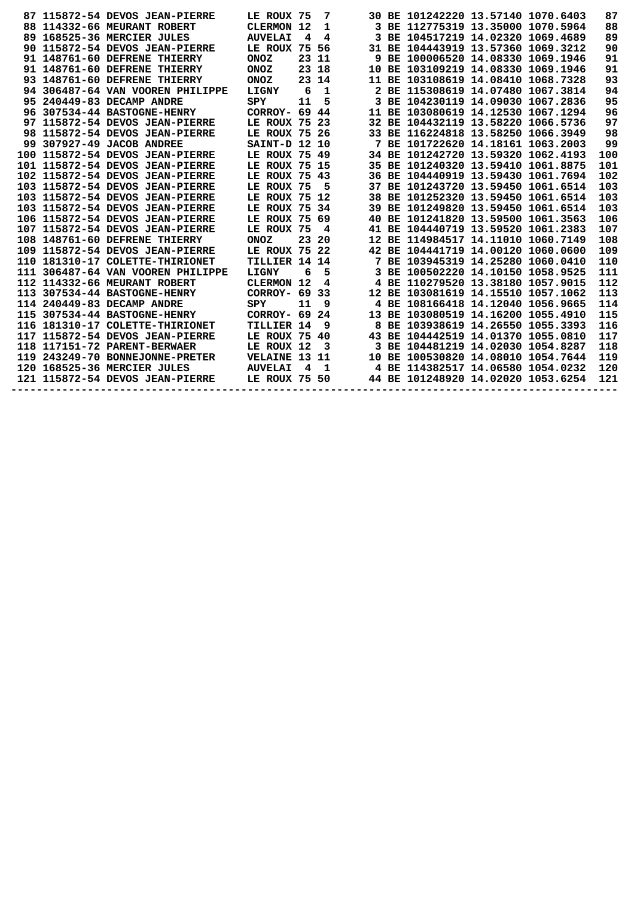| | | | | | | | | | | | |
|---|---|---|---|---|---|---|---|---|---|---|---|
| 87 | 115872-54 | DEVOS JEAN-PIERRE | LE ROUX | 75 | 7 | 30 | BE | 101242220 | 13.57140 | 1070.6403 | 87 |
| 88 | 114332-66 | MEURANT ROBERT | CLERMON | 12 | 1 | 3 | BE | 112775319 | 13.35000 | 1070.5964 | 88 |
| 89 | 168525-36 | MERCIER JULES | AUVELAI | 4 | 4 | 3 | BE | 104517219 | 14.02320 | 1069.4689 | 89 |
| 90 | 115872-54 | DEVOS JEAN-PIERRE | LE ROUX | 75 | 56 | 31 | BE | 104443919 | 13.57360 | 1069.3212 | 90 |
| 91 | 148761-60 | DEFRENE THIERRY | ONOZ | 23 | 11 | 9 | BE | 100006520 | 14.08330 | 1069.1946 | 91 |
| 91 | 148761-60 | DEFRENE THIERRY | ONOZ | 23 | 18 | 10 | BE | 103109219 | 14.08330 | 1069.1946 | 91 |
| 93 | 148761-60 | DEFRENE THIERRY | ONOZ | 23 | 14 | 11 | BE | 103108619 | 14.08410 | 1068.7328 | 93 |
| 94 | 306487-64 | VAN VOOREN PHILIPPE | LIGNY | 6 | 1 | 2 | BE | 115308619 | 14.07480 | 1067.3814 | 94 |
| 95 | 240449-83 | DECAMP ANDRE | SPY | 11 | 5 | 3 | BE | 104230119 | 14.09030 | 1067.2836 | 95 |
| 96 | 307534-44 | BASTOGNE-HENRY | CORROY- | 69 | 44 | 11 | BE | 103080619 | 14.12530 | 1067.1294 | 96 |
| 97 | 115872-54 | DEVOS JEAN-PIERRE | LE ROUX | 75 | 23 | 32 | BE | 104432119 | 13.58220 | 1066.5736 | 97 |
| 98 | 115872-54 | DEVOS JEAN-PIERRE | LE ROUX | 75 | 26 | 33 | BE | 116224818 | 13.58250 | 1066.3949 | 98 |
| 99 | 307927-49 | JACOB ANDREE | SAINT-D | 12 | 10 | 7 | BE | 101722620 | 14.18161 | 1063.2003 | 99 |
| 100 | 115872-54 | DEVOS JEAN-PIERRE | LE ROUX | 75 | 49 | 34 | BE | 101242720 | 13.59320 | 1062.4193 | 100 |
| 101 | 115872-54 | DEVOS JEAN-PIERRE | LE ROUX | 75 | 15 | 35 | BE | 101240320 | 13.59410 | 1061.8875 | 101 |
| 102 | 115872-54 | DEVOS JEAN-PIERRE | LE ROUX | 75 | 43 | 36 | BE | 104440919 | 13.59430 | 1061.7694 | 102 |
| 103 | 115872-54 | DEVOS JEAN-PIERRE | LE ROUX | 75 | 5 | 37 | BE | 101243720 | 13.59450 | 1061.6514 | 103 |
| 103 | 115872-54 | DEVOS JEAN-PIERRE | LE ROUX | 75 | 12 | 38 | BE | 101252320 | 13.59450 | 1061.6514 | 103 |
| 103 | 115872-54 | DEVOS JEAN-PIERRE | LE ROUX | 75 | 34 | 39 | BE | 101249820 | 13.59450 | 1061.6514 | 103 |
| 106 | 115872-54 | DEVOS JEAN-PIERRE | LE ROUX | 75 | 69 | 40 | BE | 101241820 | 13.59500 | 1061.3563 | 106 |
| 107 | 115872-54 | DEVOS JEAN-PIERRE | LE ROUX | 75 | 4 | 41 | BE | 104440719 | 13.59520 | 1061.2383 | 107 |
| 108 | 148761-60 | DEFRENE THIERRY | ONOZ | 23 | 20 | 12 | BE | 114984517 | 14.11010 | 1060.7149 | 108 |
| 109 | 115872-54 | DEVOS JEAN-PIERRE | LE ROUX | 75 | 22 | 42 | BE | 104441719 | 14.00120 | 1060.0600 | 109 |
| 110 | 181310-17 | COLETTE-THIRIONET | TILLIER | 14 | 14 | 7 | BE | 103945319 | 14.25280 | 1060.0410 | 110 |
| 111 | 306487-64 | VAN VOOREN PHILIPPE | LIGNY | 6 | 5 | 3 | BE | 100502220 | 14.10150 | 1058.9525 | 111 |
| 112 | 114332-66 | MEURANT ROBERT | CLERMON | 12 | 4 | 4 | BE | 110279520 | 13.38180 | 1057.9015 | 112 |
| 113 | 307534-44 | BASTOGNE-HENRY | CORROY- | 69 | 33 | 12 | BE | 103081619 | 14.15510 | 1057.1062 | 113 |
| 114 | 240449-83 | DECAMP ANDRE | SPY | 11 | 9 | 4 | BE | 108166418 | 14.12040 | 1056.9665 | 114 |
| 115 | 307534-44 | BASTOGNE-HENRY | CORROY- | 69 | 24 | 13 | BE | 103080519 | 14.16200 | 1055.4910 | 115 |
| 116 | 181310-17 | COLETTE-THIRIONET | TILLIER | 14 | 9 | 8 | BE | 103938619 | 14.26550 | 1055.3393 | 116 |
| 117 | 115872-54 | DEVOS JEAN-PIERRE | LE ROUX | 75 | 40 | 43 | BE | 104442519 | 14.01370 | 1055.0810 | 117 |
| 118 | 117151-72 | PARENT-BERWAER | LE ROUX | 12 | 3 | 3 | BE | 104481219 | 14.02030 | 1054.8287 | 118 |
| 119 | 243249-70 | BONNEJONNE-PRETER | VELAINE | 13 | 11 | 10 | BE | 100530820 | 14.08010 | 1054.7644 | 119 |
| 120 | 168525-36 | MERCIER JULES | AUVELAI | 4 | 1 | 4 | BE | 114382517 | 14.06580 | 1054.0232 | 120 |
| 121 | 115872-54 | DEVOS JEAN-PIERRE | LE ROUX | 75 | 50 | 44 | BE | 101248920 | 14.02020 | 1053.6254 | 121 |